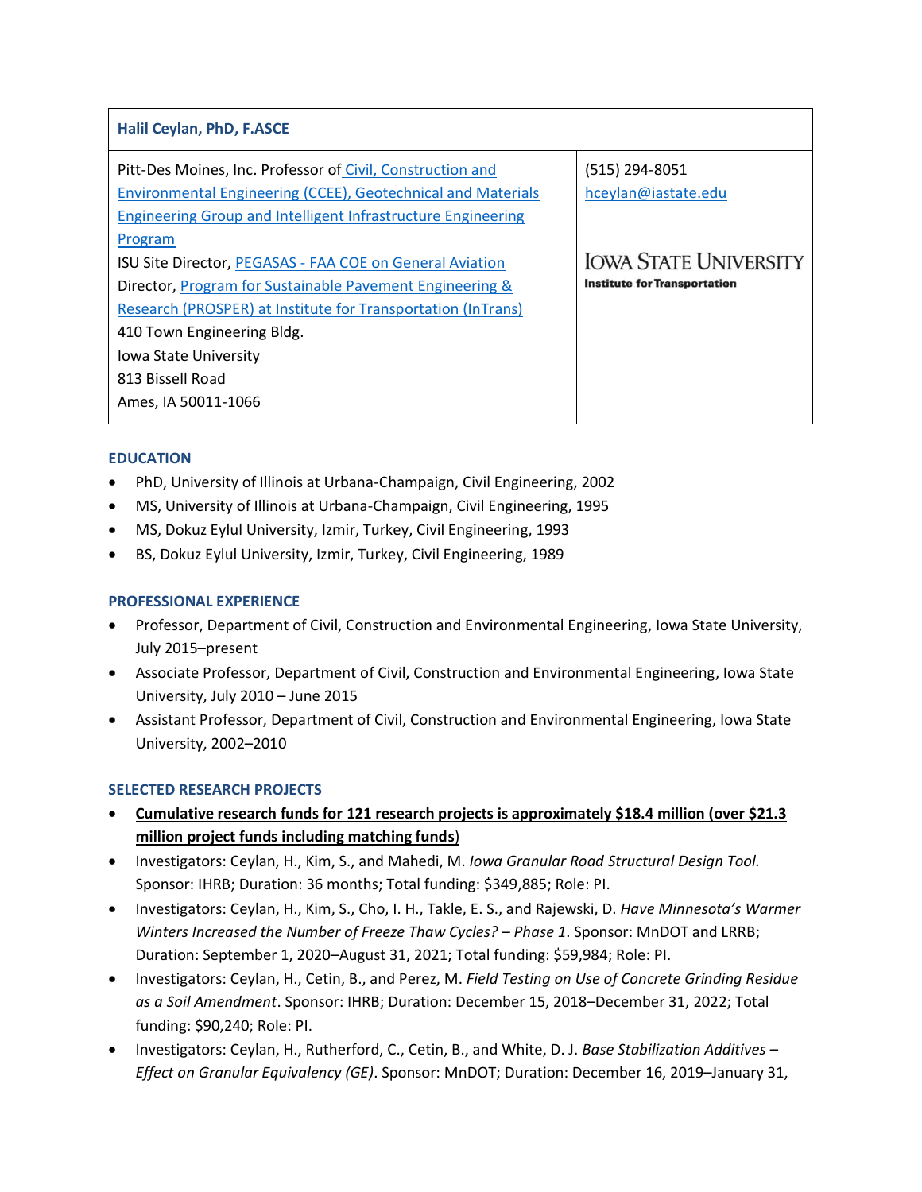**Halil Ceylan, PhD, F.ASCE**

| | |
|---|---|
| Pitt-Des Moines, Inc. Professor of Civil, Construction and Environmental Engineering (CCEE), Geotechnical and Materials Engineering Group and Intelligent Infrastructure Engineering Program<br>ISU Site Director, PEGASAS - FAA COE on General Aviation<br>Director, Program for Sustainable Pavement Engineering & Research (PROSPER) at Institute for Transportation (InTrans)<br>410 Town Engineering Bldg.<br>Iowa State University<br>813 Bissell Road<br>Ames, IA 50011-1066 | (515) 294-8051<br>hceylan@iastate.edu<br><br>IOWA STATE UNIVERSITY<br>Institute for Transportation |

## EDUCATION

- PhD, University of Illinois at Urbana-Champaign, Civil Engineering, 2002
- MS, University of Illinois at Urbana-Champaign, Civil Engineering, 1995
- MS, Dokuz Eylul University, Izmir, Turkey, Civil Engineering, 1993
- BS, Dokuz Eylul University, Izmir, Turkey, Civil Engineering, 1989

## PROFESSIONAL EXPERIENCE

- Professor, Department of Civil, Construction and Environmental Engineering, Iowa State University, July 2015–present
- Associate Professor, Department of Civil, Construction and Environmental Engineering, Iowa State University, July 2010 – June 2015
- Assistant Professor, Department of Civil, Construction and Environmental Engineering, Iowa State University, 2002–2010

## SELECTED RESEARCH PROJECTS

- **Cumulative research funds for 121 research projects is approximately $18.4 million (over $21.3 million project funds including matching funds)**
- Investigators: Ceylan, H., Kim, S., and Mahedi, M. *Iowa Granular Road Structural Design Tool.* Sponsor: IHRB; Duration: 36 months; Total funding: $349,885; Role: PI.
- Investigators: Ceylan, H., Kim, S., Cho, I. H., Takle, E. S., and Rajewski, D. *Have Minnesota's Warmer Winters Increased the Number of Freeze Thaw Cycles? – Phase 1*. Sponsor: MnDOT and LRRB; Duration: September 1, 2020–August 31, 2021; Total funding: $59,984; Role: PI.
- Investigators: Ceylan, H., Cetin, B., and Perez, M. *Field Testing on Use of Concrete Grinding Residue as a Soil Amendment*. Sponsor: IHRB; Duration: December 15, 2018–December 31, 2022; Total funding: $90,240; Role: PI.
- Investigators: Ceylan, H., Rutherford, C., Cetin, B., and White, D. J. *Base Stabilization Additives – Effect on Granular Equivalency (GE)*. Sponsor: MnDOT; Duration: December 16, 2019–January 31,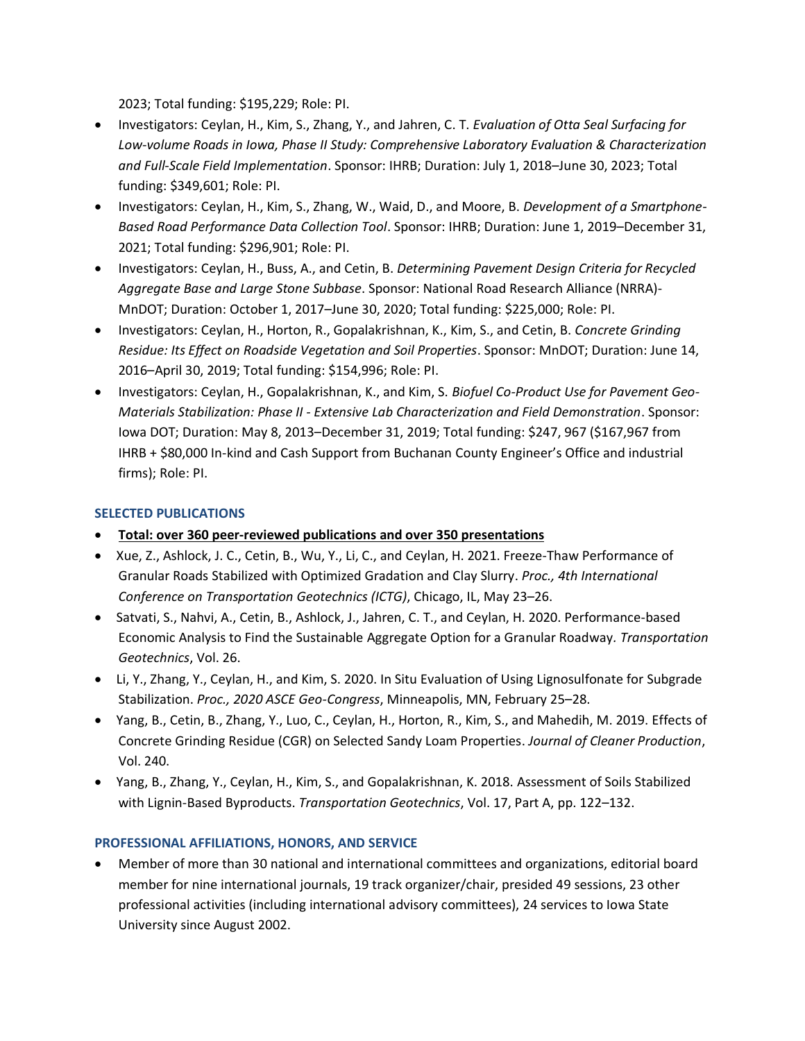2023; Total funding: $195,229; Role: PI.

- Investigators: Ceylan, H., Kim, S., Zhang, Y., and Jahren, C. T. *Evaluation of Otta Seal Surfacing for Low-volume Roads in Iowa, Phase II Study: Comprehensive Laboratory Evaluation & Characterization and Full-Scale Field Implementation*. Sponsor: IHRB; Duration: July 1, 2018–June 30, 2023; Total funding: $349,601; Role: PI.
- Investigators: Ceylan, H., Kim, S., Zhang, W., Waid, D., and Moore, B. *Development of a Smartphone-Based Road Performance Data Collection Tool*. Sponsor: IHRB; Duration: June 1, 2019–December 31, 2021; Total funding: $296,901; Role: PI.
- Investigators: Ceylan, H., Buss, A., and Cetin, B. *Determining Pavement Design Criteria for Recycled Aggregate Base and Large Stone Subbase*. Sponsor: National Road Research Alliance (NRRA)-MnDOT; Duration: October 1, 2017–June 30, 2020; Total funding: $225,000; Role: PI.
- Investigators: Ceylan, H., Horton, R., Gopalakrishnan, K., Kim, S., and Cetin, B. *Concrete Grinding Residue: Its Effect on Roadside Vegetation and Soil Properties*. Sponsor: MnDOT; Duration: June 14, 2016–April 30, 2019; Total funding: $154,996; Role: PI.
- Investigators: Ceylan, H., Gopalakrishnan, K., and Kim, S. *Biofuel Co-Product Use for Pavement Geo-Materials Stabilization: Phase II - Extensive Lab Characterization and Field Demonstration*. Sponsor: Iowa DOT; Duration: May 8, 2013–December 31, 2019; Total funding: $247, 967 ($167,967 from IHRB + $80,000 In-kind and Cash Support from Buchanan County Engineer's Office and industrial firms); Role: PI.

## SELECTED PUBLICATIONS

- **Total: over 360 peer-reviewed publications and over 350 presentations**
- Xue, Z., Ashlock, J. C., Cetin, B., Wu, Y., Li, C., and Ceylan, H. 2021. Freeze-Thaw Performance of Granular Roads Stabilized with Optimized Gradation and Clay Slurry. *Proc., 4th International Conference on Transportation Geotechnics (ICTG)*, Chicago, IL, May 23–26.
- Satvati, S., Nahvi, A., Cetin, B., Ashlock, J., Jahren, C. T., and Ceylan, H. 2020. Performance-based Economic Analysis to Find the Sustainable Aggregate Option for a Granular Roadway. *Transportation Geotechnics*, Vol. 26.
- Li, Y., Zhang, Y., Ceylan, H., and Kim, S. 2020. In Situ Evaluation of Using Lignosulfonate for Subgrade Stabilization. *Proc., 2020 ASCE Geo-Congress*, Minneapolis, MN, February 25–28.
- Yang, B., Cetin, B., Zhang, Y., Luo, C., Ceylan, H., Horton, R., Kim, S., and Mahedih, M. 2019. Effects of Concrete Grinding Residue (CGR) on Selected Sandy Loam Properties. *Journal of Cleaner Production*, Vol. 240.
- Yang, B., Zhang, Y., Ceylan, H., Kim, S., and Gopalakrishnan, K. 2018. Assessment of Soils Stabilized with Lignin-Based Byproducts. *Transportation Geotechnics*, Vol. 17, Part A, pp. 122–132.

## PROFESSIONAL AFFILIATIONS, HONORS, AND SERVICE

- Member of more than 30 national and international committees and organizations, editorial board member for nine international journals, 19 track organizer/chair, presided 49 sessions, 23 other professional activities (including international advisory committees), 24 services to Iowa State University since August 2002.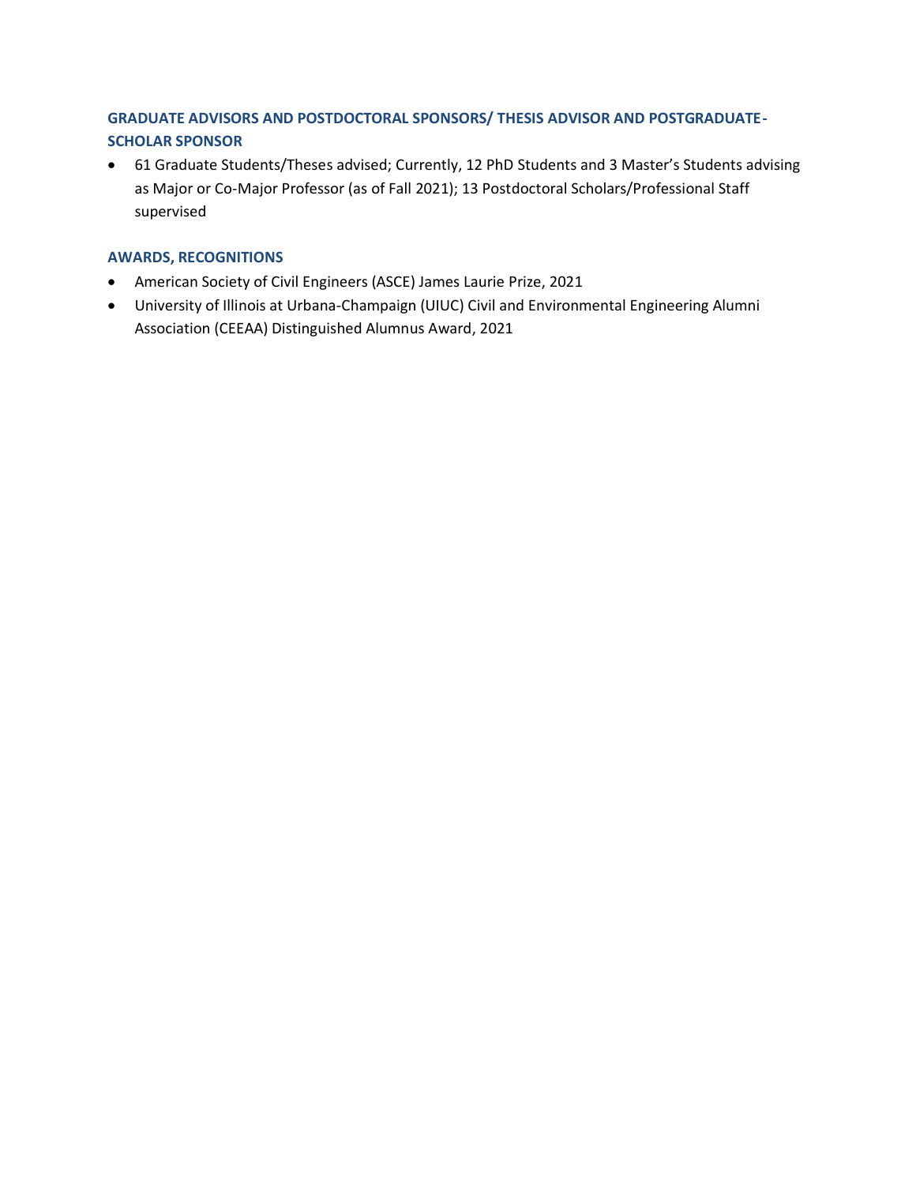### GRADUATE ADVISORS AND POSTDOCTORAL SPONSORS/ THESIS ADVISOR AND POSTGRADUATE-SCHOLAR SPONSOR

- 61 Graduate Students/Theses advised; Currently, 12 PhD Students and 3 Master's Students advising as Major or Co-Major Professor (as of Fall 2021); 13 Postdoctoral Scholars/Professional Staff supervised

### AWARDS, RECOGNITIONS

- American Society of Civil Engineers (ASCE) James Laurie Prize, 2021
- University of Illinois at Urbana-Champaign (UIUC) Civil and Environmental Engineering Alumni Association (CEEAA) Distinguished Alumnus Award, 2021